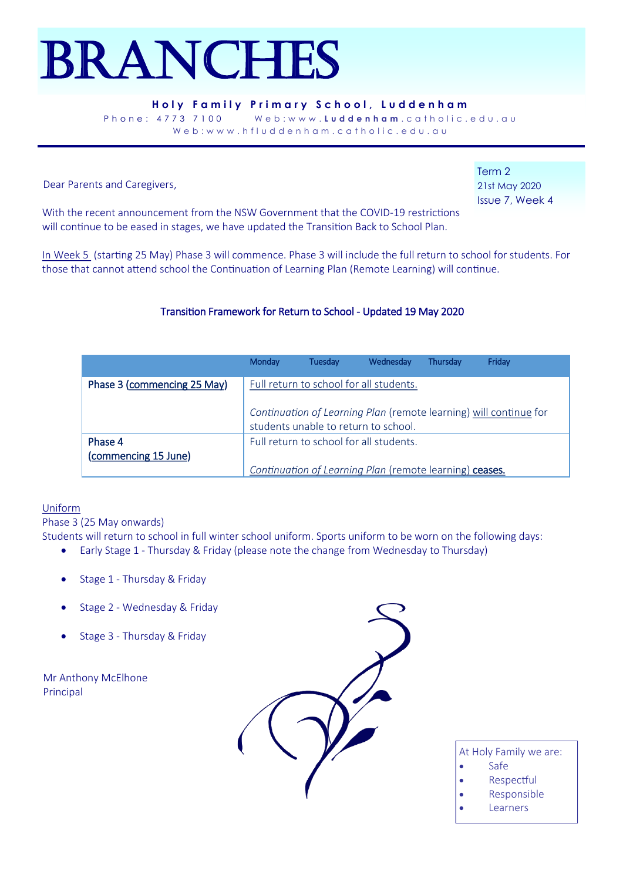# BRANCHES

**Holy Family Primary School, Luddenham**

Phone: 4773 7100   Web:www.**Luddenham**.catholic.edu.au

Web:www.hfluddenham.catholic.edu.au

Term 2
21st May 2020
Issue 7, Week 4

Dear Parents and Caregivers,

With the recent announcement from the NSW Government that the COVID-19 restrictions will continue to be eased in stages, we have updated the Transition Back to School Plan.

In Week 5 (starting 25 May) Phase 3 will commence. Phase 3 will include the full return to school for students. For those that cannot attend school the Continuation of Learning Plan (Remote Learning) will continue.

## Transition Framework for Return to School - Updated 19 May 2020

| | Monday | Tuesday | Wednesday | Thursday | Friday |
|---|---|---|---|---|---|
| Phase 3 (commencing 25 May) | Full return to school for all students.<br><br>*Continuation of Learning Plan* (remote learning) will continue for students unable to return to school. | | | | |
| Phase 4 (commencing 15 June) | Full return to school for all students.<br><br>*Continuation of Learning Plan* (remote learning) **ceases.** | | | | |

Uniform

Phase 3 (25 May onwards)

Students will return to school in full winter school uniform. Sports uniform to be worn on the following days:

- Early Stage 1 - Thursday & Friday (please note the change from Wednesday to Thursday)
- Stage 1 - Thursday & Friday
- Stage 2 - Wednesday & Friday
- Stage 3 - Thursday & Friday

Mr Anthony McElhone
Principal

At Holy Family we are:
- Safe
- Respectful
- Responsible
- Learners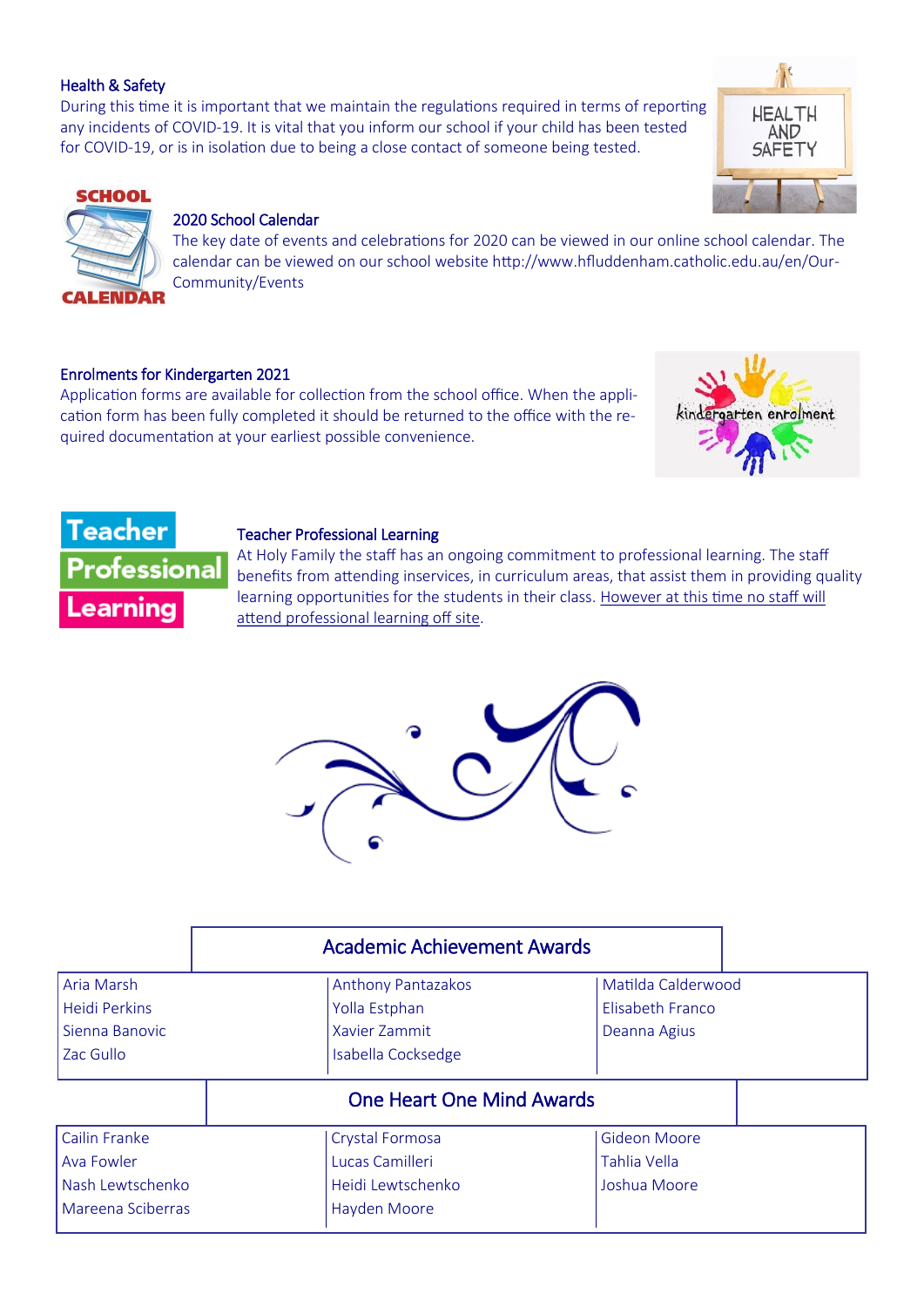### Health & Safety

During this time it is important that we maintain the regulations required in terms of reporting any incidents of COVID-19. It is vital that you inform our school if your child has been tested for COVID-19, or is in isolation due to being a close contact of someone being tested.

### 2020 School Calendar

The key date of events and celebrations for 2020 can be viewed in our online school calendar. The calendar can be viewed on our school website http://www.hfluddenham.catholic.edu.au/en/Our-Community/Events

### Enrolments for Kindergarten 2021

Application forms are available for collection from the school office. When the application form has been fully completed it should be returned to the office with the required documentation at your earliest convenience.

### Teacher Professional Learning

At Holy Family the staff has an ongoing commitment to professional learning. The staff benefits from attending inservices, in curriculum areas, that assist them in providing quality learning opportunities for the students in their class. <u>However at this time no staff will attend professional learning off site</u>.

### Academic Achievement Awards

| | | |
|---|---|---|
| Aria Marsh | Anthony Pantazakos | Matilda Calderwood |
| Heidi Perkins | Yolla Estphan | Elisabeth Franco |
| Sienna Banovic | Xavier Zammit | Deanna Agius |
| Zac Gullo | Isabella Cocksedge | |

### One Heart One Mind Awards

| | | |
|---|---|---|
| Cailin Franke | Crystal Formosa | Gideon Moore |
| Ava Fowler | Lucas Camilleri | Tahlia Vella |
| Nash Lewtschenko | Heidi Lewtschenko | Joshua Moore |
| Mareena Sciberras | Hayden Moore | |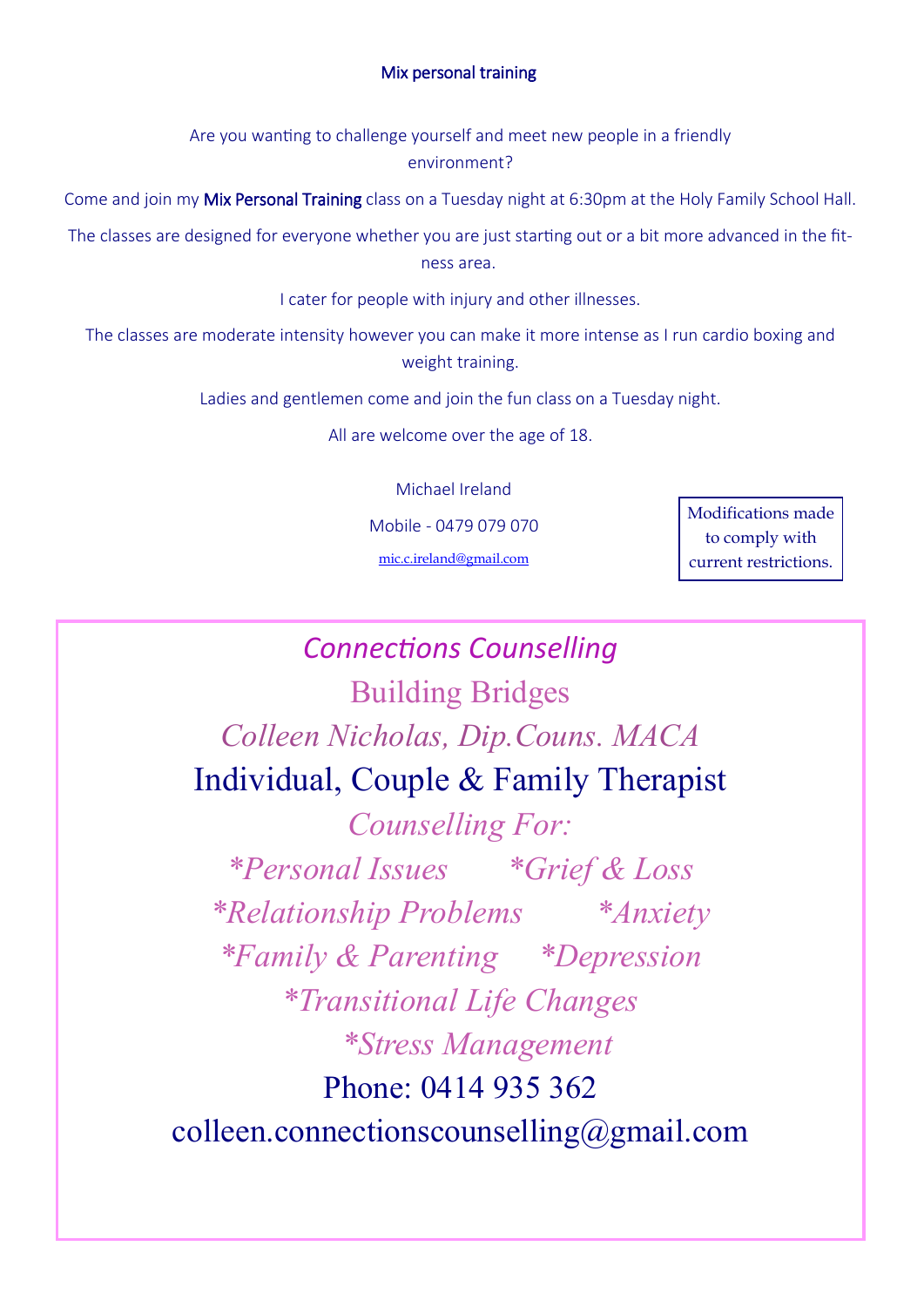## Mix personal training

Are you wanting to challenge yourself and meet new people in a friendly environment?

Come and join my **Mix Personal Training** class on a Tuesday night at 6:30pm at the Holy Family School Hall.

The classes are designed for everyone whether you are just starting out or a bit more advanced in the fitness area.

I cater for people with injury and other illnesses.

The classes are moderate intensity however you can make it more intense as I run cardio boxing and weight training.

Ladies and gentlemen come and join the fun class on a Tuesday night.

All are welcome over the age of 18.

Michael Ireland

Mobile - 0479 079 070

mic.c.ireland@gmail.com

Modifications made to comply with current restrictions.

## *Connections Counselling*

Building Bridges

*Colleen Nicholas, Dip.Couns. MACA*

Individual, Couple & Family Therapist

*Counselling For:*

*Personal Issues

*Grief & Loss

*Relationship Problems

*Anxiety

*Family & Parenting

*Depression

*Transitional Life Changes

*Stress Management

Phone: 0414 935 362

colleen.connectionscounselling@gmail.com